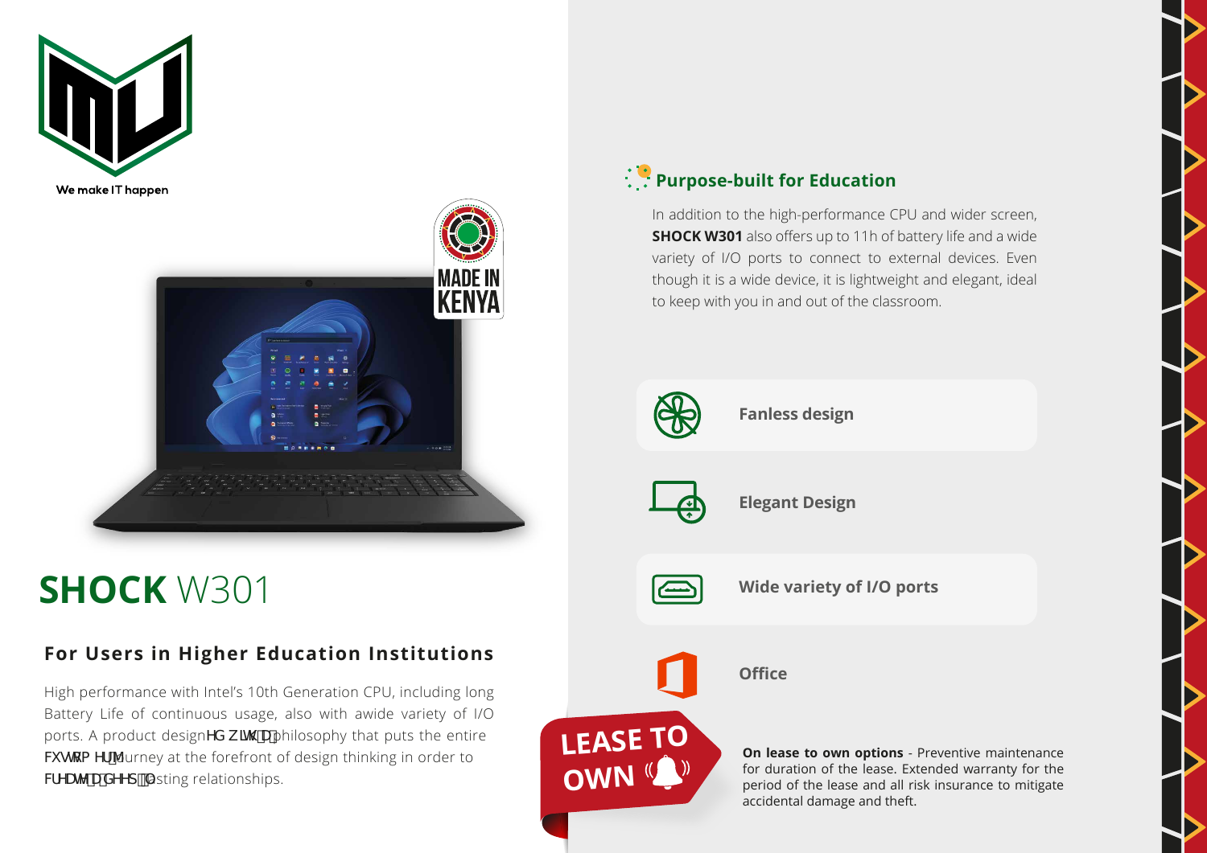We make IT happen

MADE IN KENYA

# **SHOCK** W301

## For Users in Higher Education Institutions

High performance with Intel's 10th Generation CPU, including long Battery Life of continuous usage, also with awide variety of I/O ports. A product designHG ZLWK D philosophy that puts the entire FXVWRP HU journey at the forefront of design thinking in order to FUHDWH GHHS lasting relationships.

### Purpose-built for Education

In addition to the high-performance CPU and wider screen, **SHOCK W301** also offers up to 11h of battery life and a wide variety of I/O ports to connect to external devices. Even though it is a wide device, it is lightweight and elegant, ideal to keep with you in and out of the classroom.

- **Fanless design**
- **Elegant Design**
- **Wide variety of I/O ports**
- **Office**

LEASE TO OWN

**On lease to own options** - Preventive maintenance for duration of the lease. Extended warranty for the period of the lease and all risk insurance to mitigate accidental damage and theft.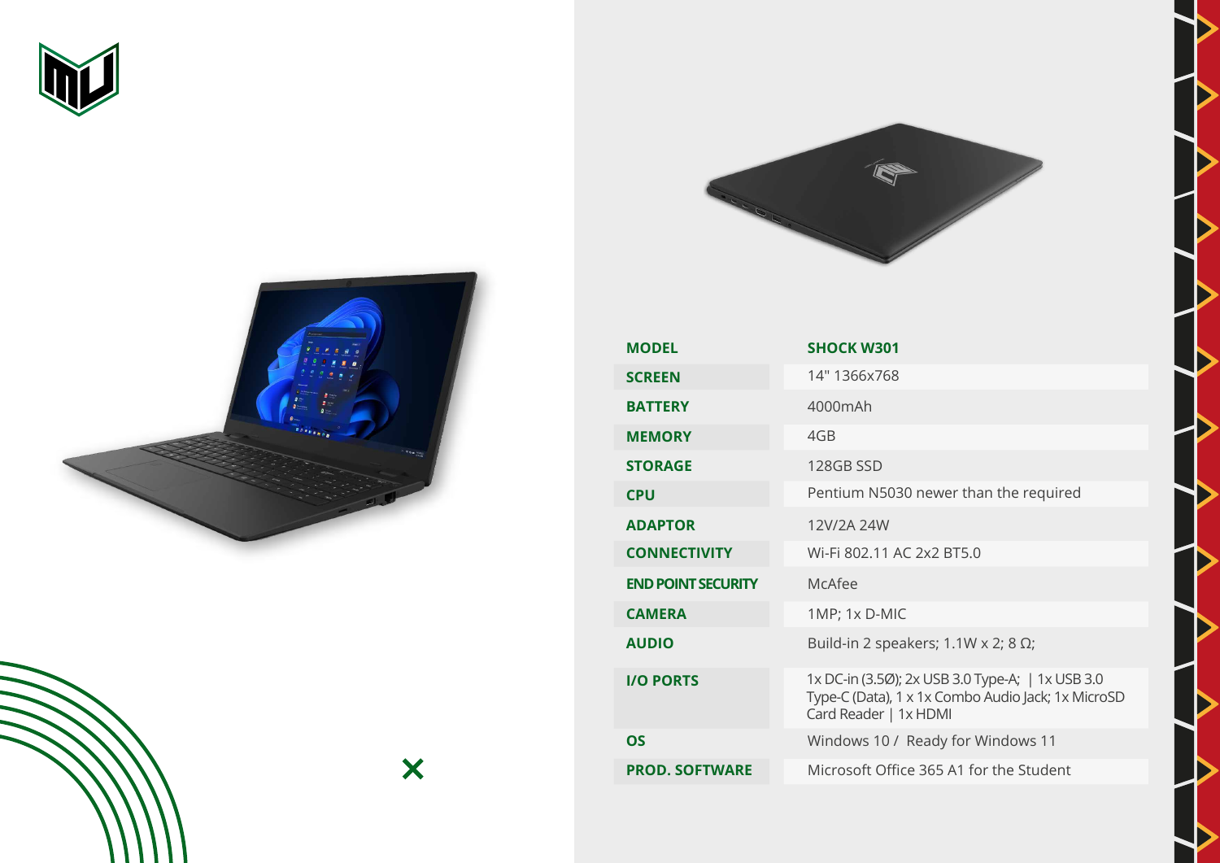| | |
|---|---|
| **MODEL** | **SHOCK W301** |
| **SCREEN** | 14" 1366x768 |
| **BATTERY** | 4000mAh |
| **MEMORY** | 4GB |
| **STORAGE** | 128GB SSD |
| **CPU** | Pentium N5030 newer than the required |
| **ADAPTOR** | 12V/2A 24W |
| **CONNECTIVITY** | Wi-Fi 802.11 AC 2x2 BT5.0 |
| **END POINT SECURITY** | McAfee |
| **CAMERA** | 1MP; 1x D-MIC |
| **AUDIO** | Build-in 2 speakers; 1.1W x 2; 8 Ω; |
| **I/O PORTS** | 1x DC-in (3.5Ø); 2x USB 3.0 Type-A; \| 1x USB 3.0 Type-C (Data), 1 x 1x Combo Audio Jack; 1x MicroSD Card Reader \| 1x HDMI |
| **OS** | Windows 10 / Ready for Windows 11 |
| **PROD. SOFTWARE** | Microsoft Office 365 A1 for the Student |